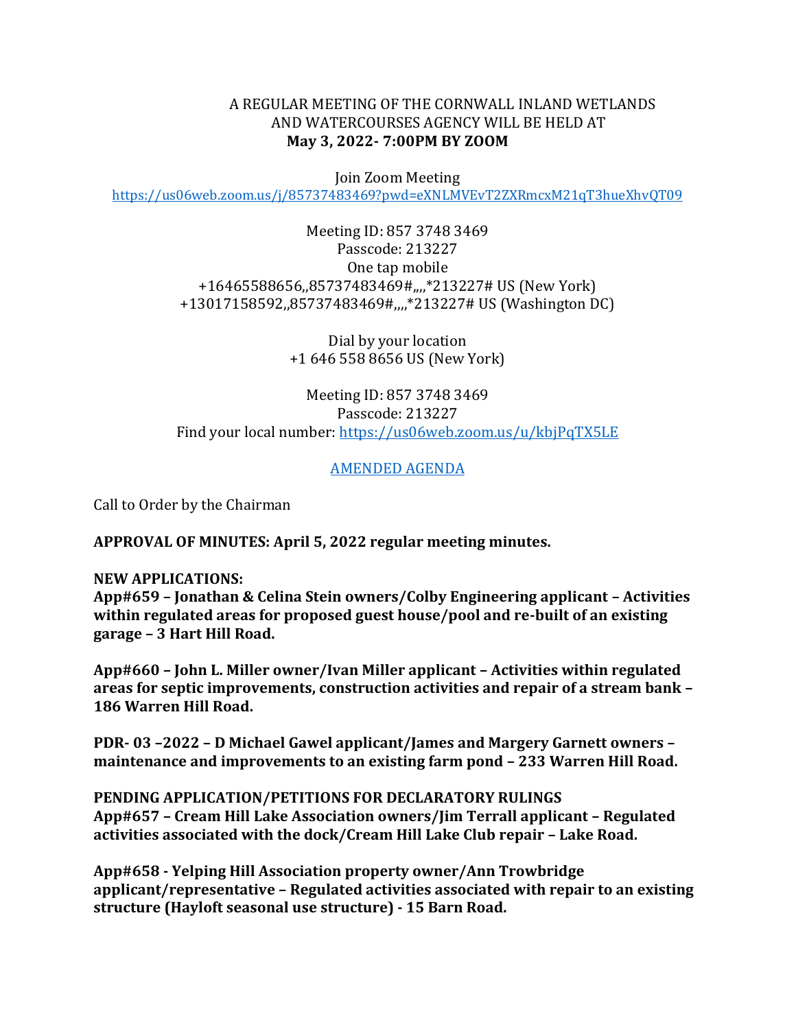A REGULAR MEETING OF THE CORNWALL INLAND WETLANDS AND WATERCOURSES AGENCY WILL BE HELD AT
**May 3, 2022- 7:00PM BY ZOOM**

Join Zoom Meeting
https://us06web.zoom.us/j/85737483469?pwd=eXNLMVEvT2ZXRmcxM21qT3hueXhvQT09

Meeting ID: 857 3748 3469
Passcode: 213227
One tap mobile
+16465588656,,85737483469#,,,,*213227# US (New York)
+13017158592,,85737483469#,,,,*213227# US (Washington DC)

Dial by your location
+1 646 558 8656 US (New York)

Meeting ID: 857 3748 3469
Passcode: 213227
Find your local number: https://us06web.zoom.us/u/kbjPqTX5LE

AMENDED AGENDA

Call to Order by the Chairman

**APPROVAL OF MINUTES: April 5, 2022 regular meeting minutes.**

**NEW APPLICATIONS:**
**App#659 – Jonathan & Celina Stein owners/Colby Engineering applicant – Activities within regulated areas for proposed guest house/pool and re-built of an existing garage – 3 Hart Hill Road.**

**App#660 – John L. Miller owner/Ivan Miller applicant – Activities within regulated areas for septic improvements, construction activities and repair of a stream bank – 186 Warren Hill Road.**

**PDR- 03 –2022 – D Michael Gawel applicant/James and Margery Garnett owners – maintenance and improvements to an existing farm pond – 233 Warren Hill Road.**

**PENDING APPLICATION/PETITIONS FOR DECLARATORY RULINGS**
**App#657 – Cream Hill Lake Association owners/Jim Terrall applicant – Regulated activities associated with the dock/Cream Hill Lake Club repair – Lake Road.**

**App#658 - Yelping Hill Association property owner/Ann Trowbridge applicant/representative – Regulated activities associated with repair to an existing structure (Hayloft seasonal use structure) - 15 Barn Road.**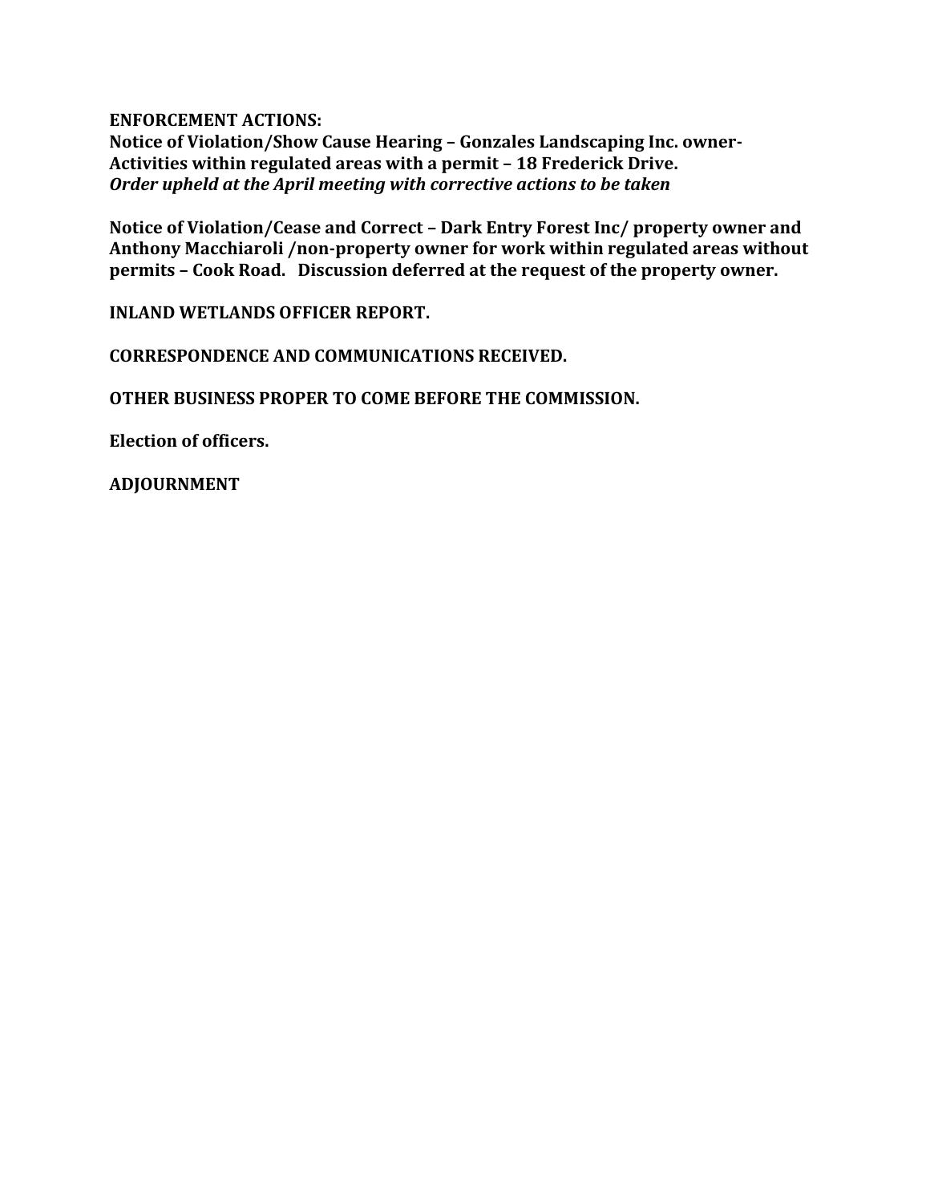**ENFORCEMENT ACTIONS:**
**Notice of Violation/Show Cause Hearing – Gonzales Landscaping Inc. owner- Activities within regulated areas with a permit – 18 Frederick Drive.**
***Order upheld at the April meeting with corrective actions to be taken***

**Notice of Violation/Cease and Correct – Dark Entry Forest Inc/ property owner and Anthony Macchiaroli /non-property owner for work within regulated areas without permits – Cook Road. Discussion deferred at the request of the property owner.**

**INLAND WETLANDS OFFICER REPORT.**

**CORRESPONDENCE AND COMMUNICATIONS RECEIVED.**

**OTHER BUSINESS PROPER TO COME BEFORE THE COMMISSION.**

**Election of officers.**

**ADJOURNMENT**